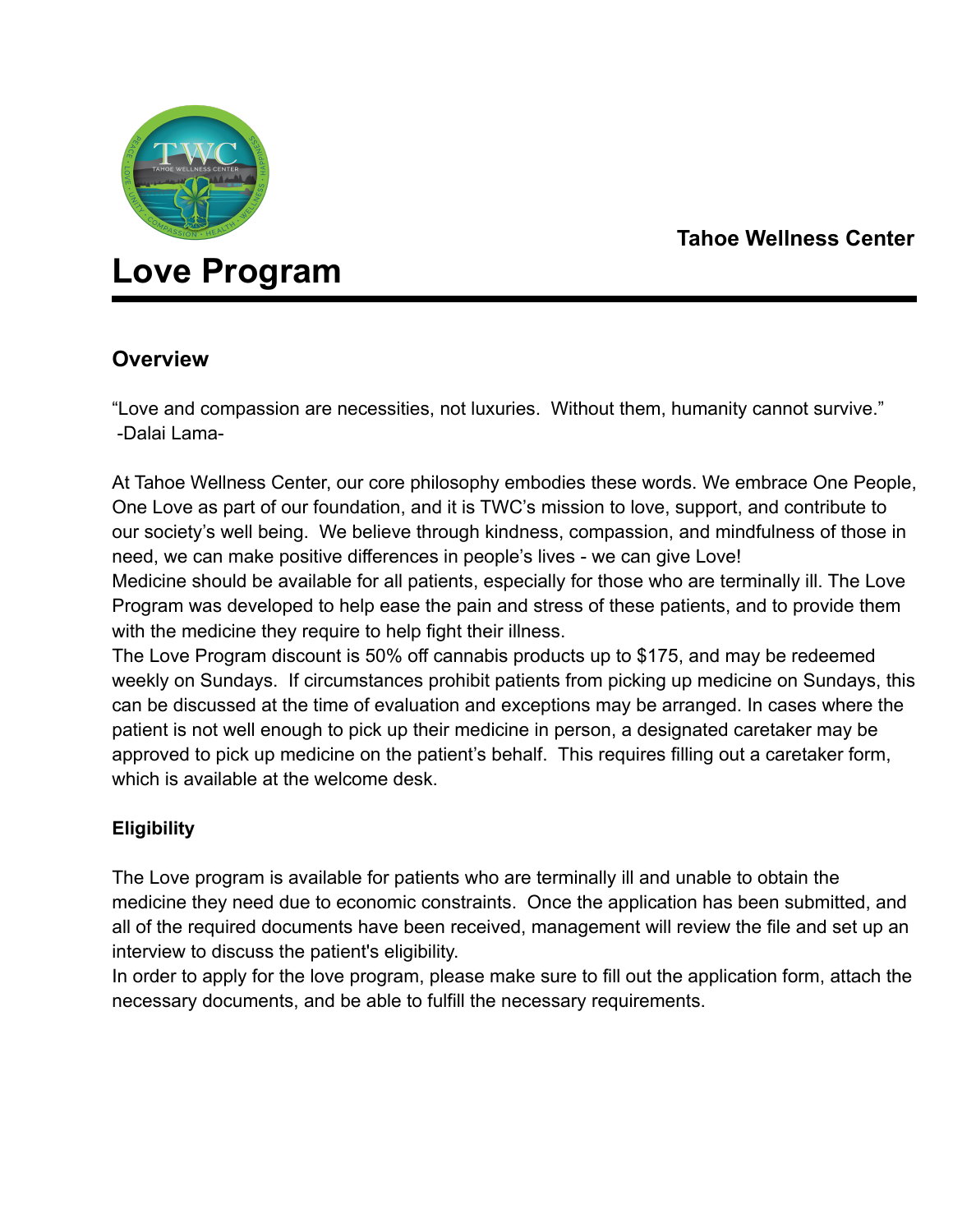**Tahoe Wellness Center**

# Love Program

## Overview

"Love and compassion are necessities, not luxuries. Without them, humanity cannot survive."
-Dalai Lama-

At Tahoe Wellness Center, our core philosophy embodies these words. We embrace One People, One Love as part of our foundation, and it is TWC's mission to love, support, and contribute to our society's well being. We believe through kindness, compassion, and mindfulness of those in need, we can make positive differences in people's lives - we can give Love!

Medicine should be available for all patients, especially for those who are terminally ill. The Love Program was developed to help ease the pain and stress of these patients, and to provide them with the medicine they require to help fight their illness.

The Love Program discount is 50% off cannabis products up to $175, and may be redeemed weekly on Sundays. If circumstances prohibit patients from picking up medicine on Sundays, this can be discussed at the time of evaluation and exceptions may be arranged. In cases where the patient is not well enough to pick up their medicine in person, a designated caretaker may be approved to pick up medicine on the patient's behalf. This requires filling out a caretaker form, which is available at the welcome desk.

### Eligibility

The Love program is available for patients who are terminally ill and unable to obtain the medicine they need due to economic constraints. Once the application has been submitted, and all of the required documents have been received, management will review the file and set up an interview to discuss the patient's eligibility.

In order to apply for the love program, please make sure to fill out the application form, attach the necessary documents, and be able to fulfill the necessary requirements.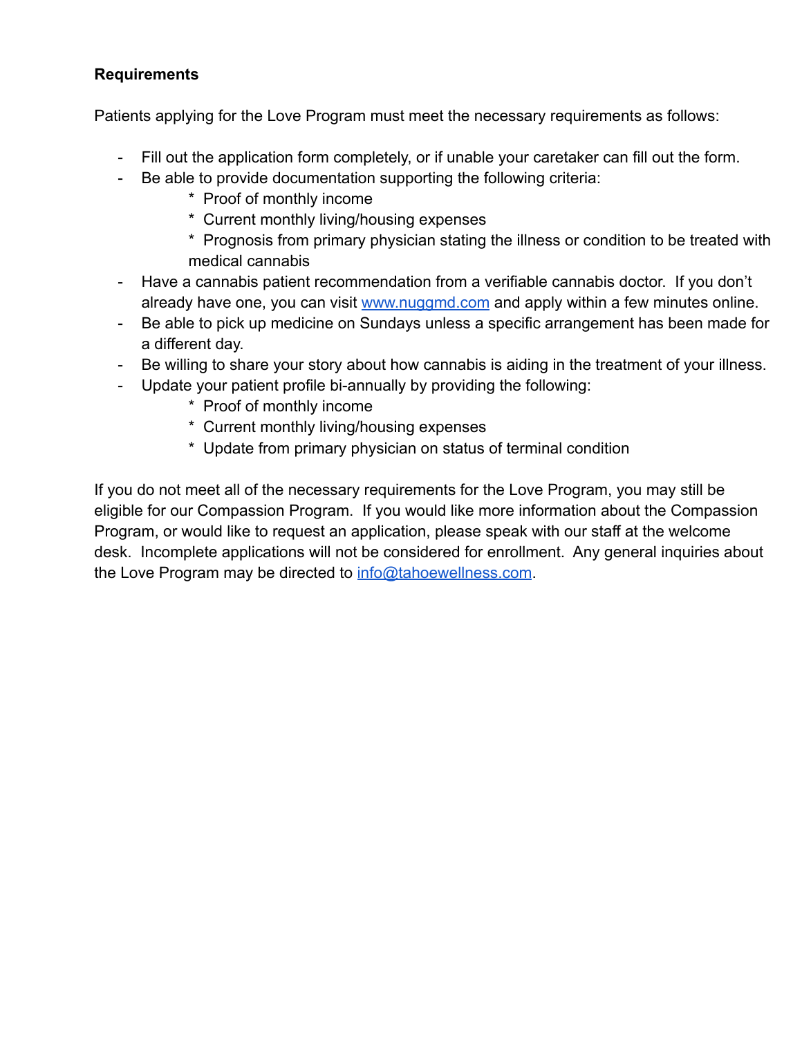**Requirements**

Patients applying for the Love Program must meet the necessary requirements as follows:

- Fill out the application form completely, or if unable your caretaker can fill out the form.
- Be able to provide documentation supporting the following criteria:
    * Proof of monthly income
    * Current monthly living/housing expenses
    * Prognosis from primary physician stating the illness or condition to be treated with medical cannabis
- Have a cannabis patient recommendation from a verifiable cannabis doctor. If you don't already have one, you can visit [www.nuggmd.com](http://www.nuggmd.com) and apply within a few minutes online.
- Be able to pick up medicine on Sundays unless a specific arrangement has been made for a different day.
- Be willing to share your story about how cannabis is aiding in the treatment of your illness.
- Update your patient profile bi-annually by providing the following:
    * Proof of monthly income
    * Current monthly living/housing expenses
    * Update from primary physician on status of terminal condition

If you do not meet all of the necessary requirements for the Love Program, you may still be eligible for our Compassion Program. If you would like more information about the Compassion Program, or would like to request an application, please speak with our staff at the welcome desk. Incomplete applications will not be considered for enrollment. Any general inquiries about the Love Program may be directed to [info@tahoewellness.com](mailto:info@tahoewellness.com).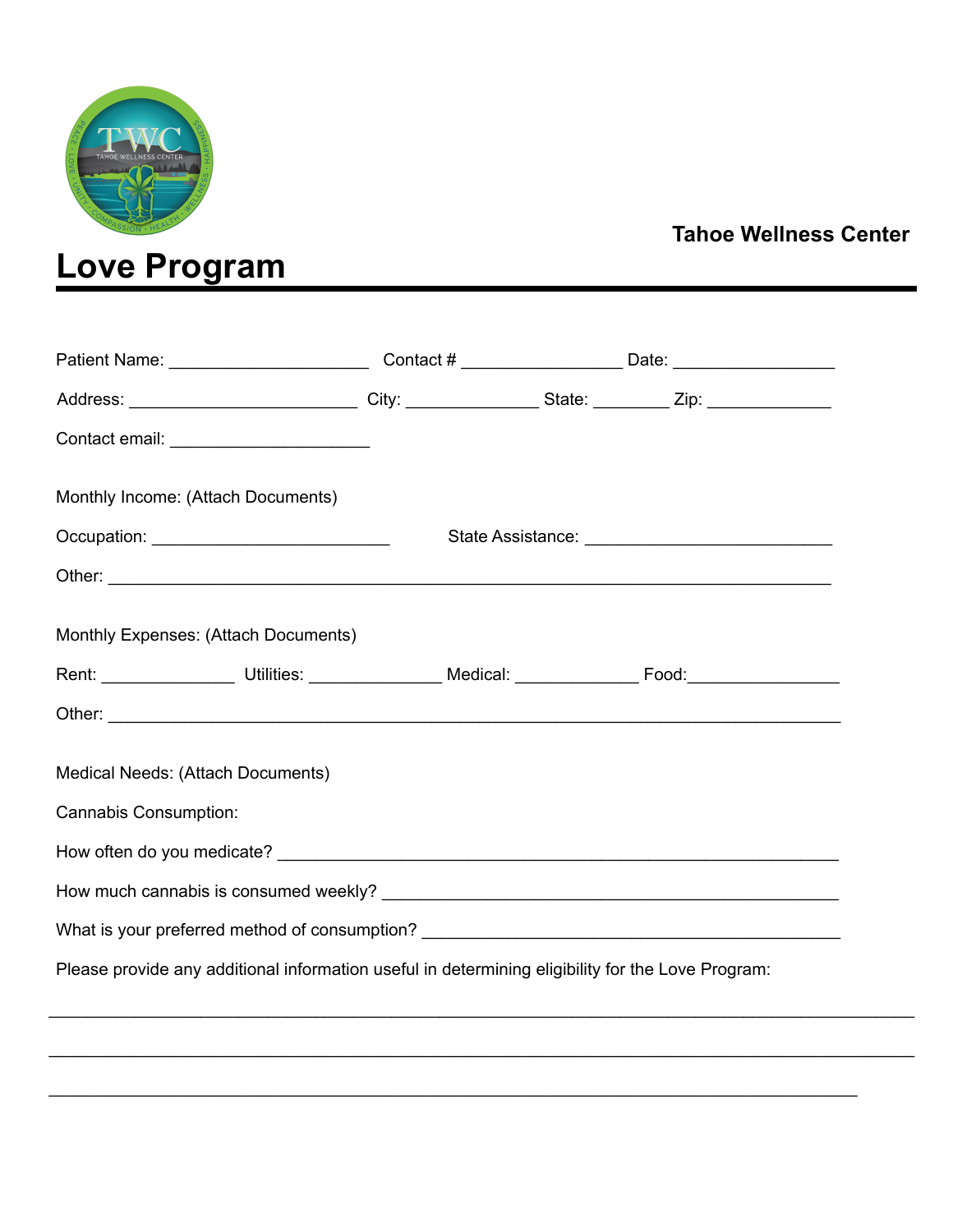Tahoe Wellness Center

# Love Program

Patient Name: ____________________ Contact # ________________ Date: ________________

Address: _______________________ City: _____________ State: _______ Zip: ____________

Contact email: ____________________

Monthly Income: (Attach Documents)

Occupation: ________________________ State Assistance: ________________________

Other: _________________________________________________________________________

Monthly Expenses: (Attach Documents)

Rent: _____________ Utilities: _____________ Medical: ____________ Food:______________

Other: _________________________________________________________________________

Medical Needs: (Attach Documents)

Cannabis Consumption:

How often do you medicate? _______________________________________________________

How much cannabis is consumed weekly? ______________________________________________

What is your preferred method of consumption? __________________________________________

Please provide any additional information useful in determining eligibility for the Love Program:

___________________________________________________________________________________

___________________________________________________________________________________

_________________________________________________________________________________